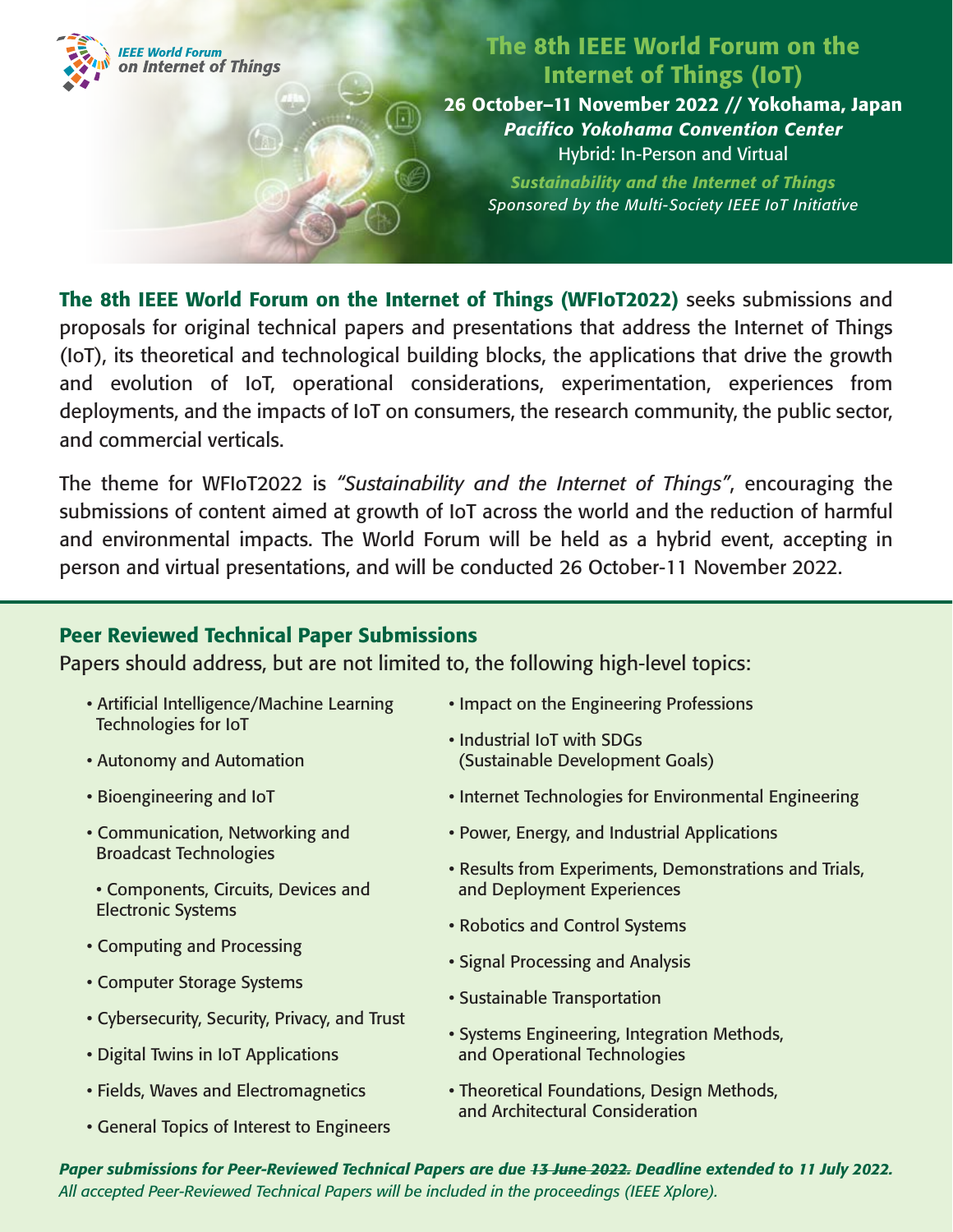IEEE World Forum on Internet of Things

# The 8th IEEE World Forum on the Internet of Things (IoT)

**26 October–11 November 2022 // Yokohama, Japan**

***Pacifico Yokohama Convention Center***

Hybrid: In-Person and Virtual

***Sustainability and the Internet of Things***

*Sponsored by the Multi-Society IEEE IoT Initiative*

**The 8th IEEE World Forum on the Internet of Things (WFIoT2022)** seeks submissions and proposals for original technical papers and presentations that address the Internet of Things (IoT), its theoretical and technological building blocks, the applications that drive the growth and evolution of IoT, operational considerations, experimentation, experiences from deployments, and the impacts of IoT on consumers, the research community, the public sector, and commercial verticals.

The theme for WFIoT2022 is *"Sustainability and the Internet of Things"*, encouraging the submissions of content aimed at growth of IoT across the world and the reduction of harmful and environmental impacts. The World Forum will be held as a hybrid event, accepting in person and virtual presentations, and will be conducted 26 October-11 November 2022.

## Peer Reviewed Technical Paper Submissions

Papers should address, but are not limited to, the following high-level topics:

- Artificial Intelligence/Machine Learning Technologies for IoT
- Autonomy and Automation
- Bioengineering and IoT
- Communication, Networking and Broadcast Technologies
- Components, Circuits, Devices and Electronic Systems
- Computing and Processing
- Computer Storage Systems
- Cybersecurity, Security, Privacy, and Trust
- Digital Twins in IoT Applications
- Fields, Waves and Electromagnetics
- General Topics of Interest to Engineers
- Impact on the Engineering Professions
- Industrial IoT with SDGs (Sustainable Development Goals)
- Internet Technologies for Environmental Engineering
- Power, Energy, and Industrial Applications
- Results from Experiments, Demonstrations and Trials, and Deployment Experiences
- Robotics and Control Systems
- Signal Processing and Analysis
- Sustainable Transportation
- Systems Engineering, Integration Methods, and Operational Technologies
- Theoretical Foundations, Design Methods, and Architectural Consideration

***Paper submissions for Peer-Reviewed Technical Papers are due ~~13 June 2022.~~ Deadline extended to 11 July 2022.***

*All accepted Peer-Reviewed Technical Papers will be included in the proceedings (IEEE Xplore).*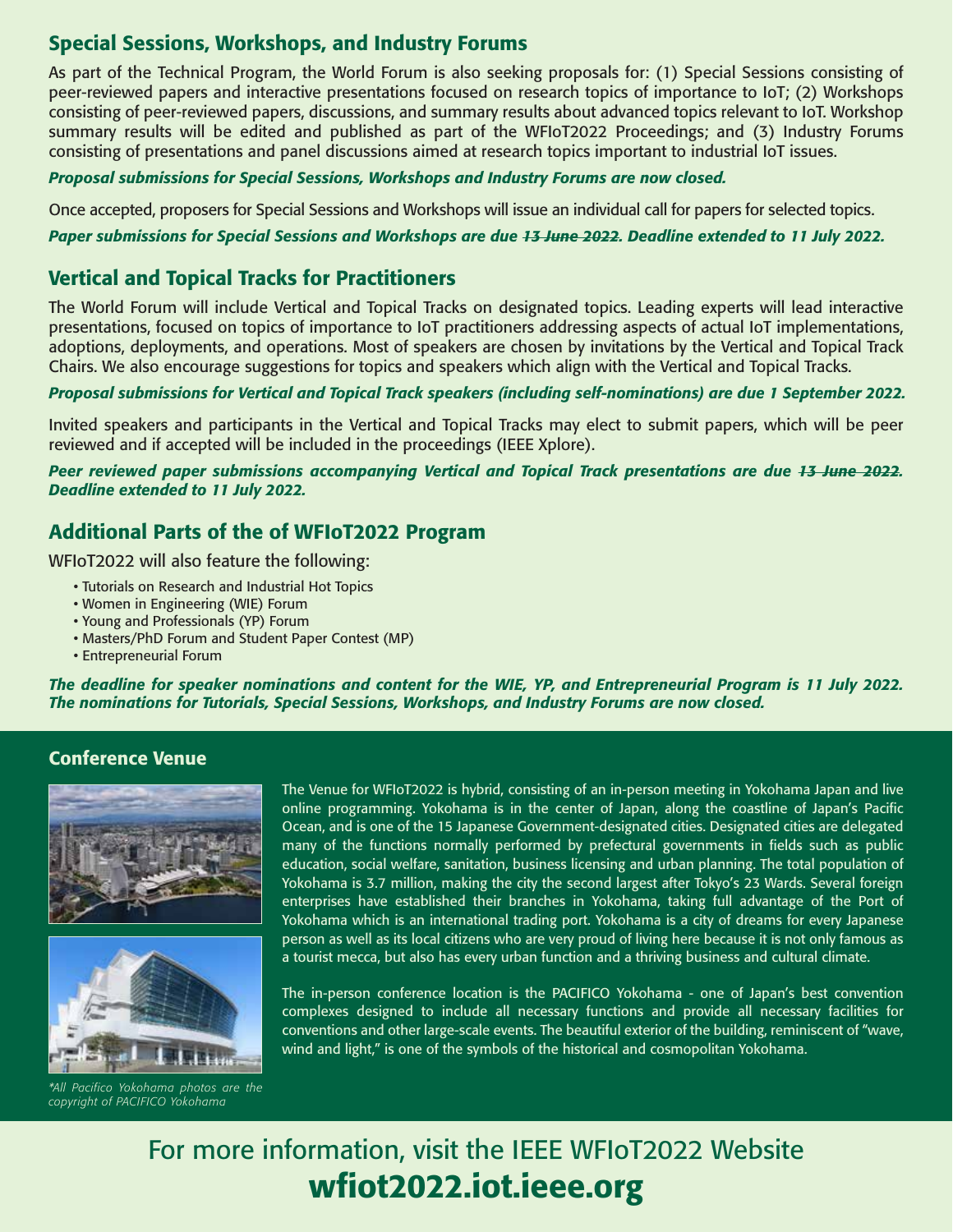## Special Sessions, Workshops, and Industry Forums

As part of the Technical Program, the World Forum is also seeking proposals for: (1) Special Sessions consisting of peer-reviewed papers and interactive presentations focused on research topics of importance to IoT; (2) Workshops consisting of peer-reviewed papers, discussions, and summary results about advanced topics relevant to IoT. Workshop summary results will be edited and published as part of the WFIoT2022 Proceedings; and (3) Industry Forums consisting of presentations and panel discussions aimed at research topics important to industrial IoT issues.

***Proposal submissions for Special Sessions, Workshops and Industry Forums are now closed.***

Once accepted, proposers for Special Sessions and Workshops will issue an individual call for papers for selected topics.

***Paper submissions for Special Sessions and Workshops are due ~~13 June 2022~~. Deadline extended to 11 July 2022.***

## Vertical and Topical Tracks for Practitioners

The World Forum will include Vertical and Topical Tracks on designated topics. Leading experts will lead interactive presentations, focused on topics of importance to IoT practitioners addressing aspects of actual IoT implementations, adoptions, deployments, and operations. Most of speakers are chosen by invitations by the Vertical and Topical Track Chairs. We also encourage suggestions for topics and speakers which align with the Vertical and Topical Tracks.

***Proposal submissions for Vertical and Topical Track speakers (including self-nominations) are due 1 September 2022.***

Invited speakers and participants in the Vertical and Topical Tracks may elect to submit papers, which will be peer reviewed and if accepted will be included in the proceedings (IEEE Xplore).

***Peer reviewed paper submissions accompanying Vertical and Topical Track presentations are due ~~13 June 2022~~. Deadline extended to 11 July 2022.***

## Additional Parts of the of WFIoT2022 Program

WFIoT2022 will also feature the following:

- Tutorials on Research and Industrial Hot Topics
- Women in Engineering (WIE) Forum
- Young and Professionals (YP) Forum
- Masters/PhD Forum and Student Paper Contest (MP)
- Entrepreneurial Forum

***The deadline for speaker nominations and content for the WIE, YP, and Entrepreneurial Program is 11 July 2022. The nominations for Tutorials, Special Sessions, Workshops, and Industry Forums are now closed.***

## Conference Venue

The Venue for WFIoT2022 is hybrid, consisting of an in-person meeting in Yokohama Japan and live online programming. Yokohama is in the center of Japan, along the coastline of Japan's Pacific Ocean, and is one of the 15 Japanese Government-designated cities. Designated cities are delegated many of the functions normally performed by prefectural governments in fields such as public education, social welfare, sanitation, business licensing and urban planning. The total population of Yokohama is 3.7 million, making the city the second largest after Tokyo's 23 Wards. Several foreign enterprises have established their branches in Yokohama, taking full advantage of the Port of Yokohama which is an international trading port. Yokohama is a city of dreams for every Japanese person as well as its local citizens who are very proud of living here because it is not only famous as a tourist mecca, but also has every urban function and a thriving business and cultural climate.

The in-person conference location is the PACIFICO Yokohama - one of Japan's best convention complexes designed to include all necessary functions and provide all necessary facilities for conventions and other large-scale events. The beautiful exterior of the building, reminiscent of "wave, wind and light," is one of the symbols of the historical and cosmopolitan Yokohama.

*\*All Pacifico Yokohama photos are the copyright of PACIFICO Yokohama*

For more information, visit the IEEE WFIoT2022 Website

**wfiot2022.iot.ieee.org**